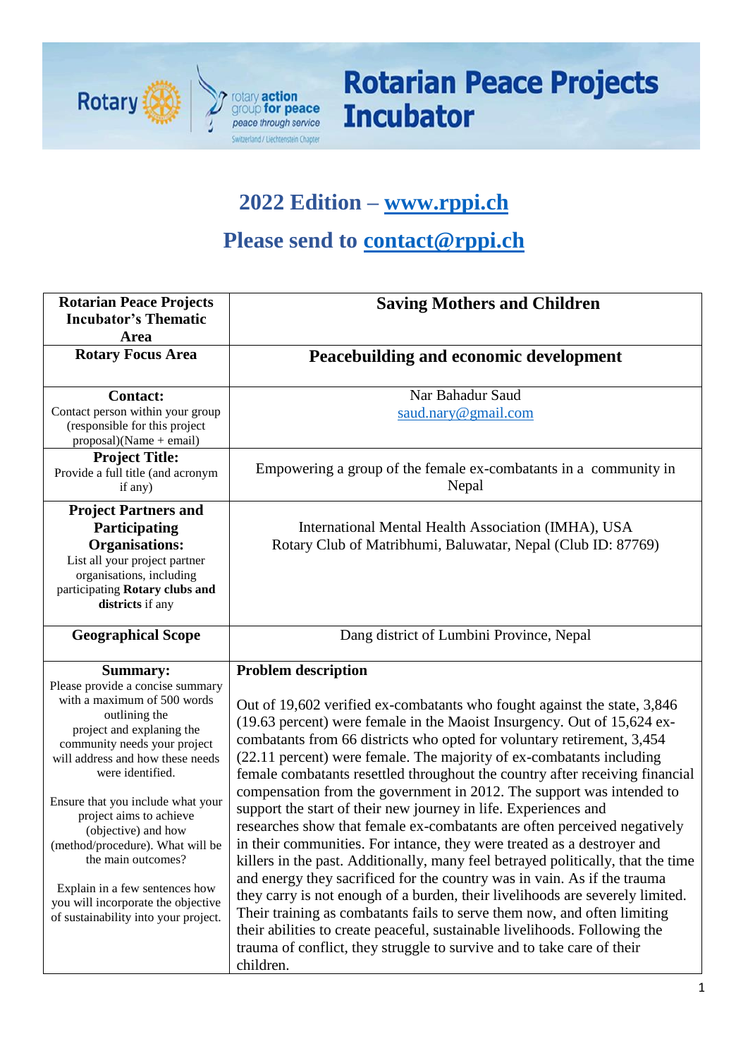# Rotarian Peace Projects Incubator

## 2022 Edition – www.rppi.ch

## Please send to contact@rppi.ch

| **Rotarian Peace Projects Incubator's Thematic Area** | **Saving Mothers and Children** |
|---|---|
| **Rotary Focus Area** | **Peacebuilding and economic development** |
| **Contact:** Contact person within your group (responsible for this project proposal)(Name + email) | Nar Bahadur Saud saud.nary@gmail.com |
| **Project Title:** Provide a full title (and acronym if any) | Empowering a group of the female ex-combatants in a community in Nepal |
| **Project Partners and Participating Organisations:** List all your project partner organisations, including participating **Rotary clubs and districts** if any | International Mental Health Association (IMHA), USA<br>Rotary Club of Matribhumi, Baluwatar, Nepal (Club ID: 87769) |
| **Geographical Scope** | Dang district of Lumbini Province, Nepal |
| **Summary:** Please provide a concise summary with a maximum of 500 words outlining the project and explaining the community needs your project will address and how these needs were identified.<br><br>Ensure that you include what your project aims to achieve (objective) and how (method/procedure). What will be the main outcomes?<br><br>Explain in a few sentences how you will incorporate the objective of sustainability into your project. | **Problem description**<br><br>Out of 19,602 verified ex-combatants who fought against the state, 3,846 (19.63 percent) were female in the Maoist Insurgency. Out of 15,624 ex-combatants from 66 districts who opted for voluntary retirement, 3,454 (22.11 percent) were female. The majority of ex-combatants including female combatants resettled throughout the country after receiving financial compensation from the government in 2012. The support was intended to support the start of their new journey in life. Experiences and researches show that female ex-combatants are often perceived negatively in their communities. For intance, they were treated as a destroyer and killers in the past. Additionally, many feel betrayed politically, that the time and energy they sacrificed for the country was in vain. As if the trauma they carry is not enough of a burden, their livelihoods are severely limited. Their training as combatants fails to serve them now, and often limiting their abilities to create peaceful, sustainable livelihoods. Following the trauma of conflict, they struggle to survive and to take care of their children. |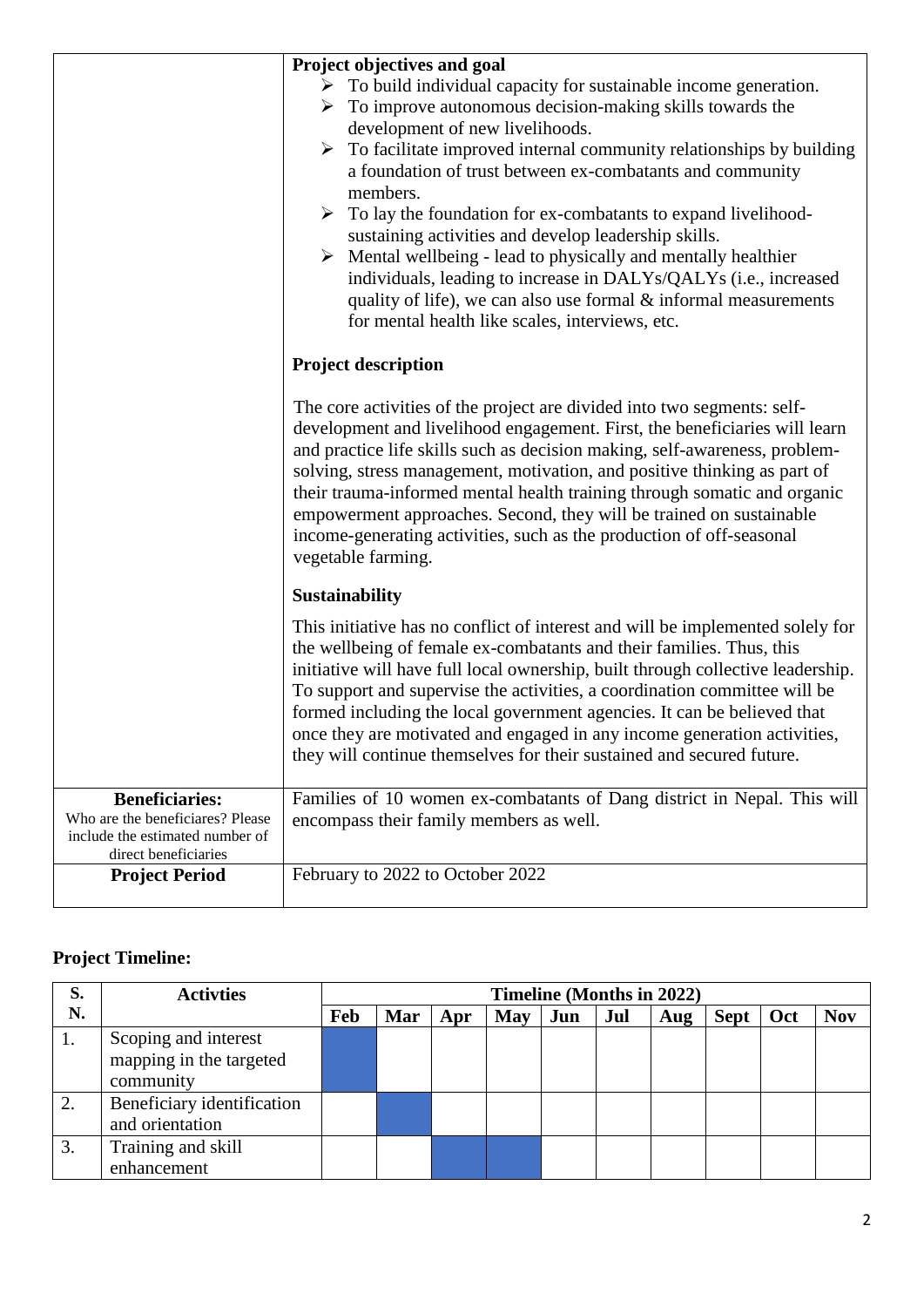| | |
|---|---|
| | **Project objectives and goal**<br>➢ To build individual capacity for sustainable income generation.<br>➢ To improve autonomous decision-making skills towards the development of new livelihoods.<br>➢ To facilitate improved internal community relationships by building a foundation of trust between ex-combatants and community members.<br>➢ To lay the foundation for ex-combatants to expand livelihood-sustaining activities and develop leadership skills.<br>➢ Mental wellbeing - lead to physically and mentally healthier individuals, leading to increase in DALYs/QALYs (i.e., increased quality of life), we can also use formal & informal measurements for mental health like scales, interviews, etc.<br><br>**Project description**<br><br>The core activities of the project are divided into two segments: self-development and livelihood engagement. First, the beneficiaries will learn and practice life skills such as decision making, self-awareness, problem-solving, stress management, motivation, and positive thinking as part of their trauma-informed mental health training through somatic and organic empowerment approaches. Second, they will be trained on sustainable income-generating activities, such as the production of off-seasonal vegetable farming.<br><br>**Sustainability**<br><br>This initiative has no conflict of interest and will be implemented solely for the wellbeing of female ex-combatants and their families. Thus, this initiative will have full local ownership, built through collective leadership. To support and supervise the activities, a coordination committee will be formed including the local government agencies. It can be believed that once they are motivated and engaged in any income generation activities, they will continue themselves for their sustained and secured future. |
| **Beneficiaries:**<br>Who are the beneficiares? Please include the estimated number of direct beneficiaries | Families of 10 women ex-combatants of Dang district in Nepal. This will encompass their family members as well. |
| **Project Period** | February to 2022 to October 2022 |

**Project Timeline:**

| S. N. | Activties | Timeline (Months in 2022) | | | | | | | | | |
|---|---|---|---|---|---|---|---|---|---|---|---|
| | | Feb | Mar | Apr | May | Jun | Jul | Aug | Sept | Oct | Nov |
| 1. | Scoping and interest mapping in the targeted community | ■ | | | | | | | | | |
| 2. | Beneficiary identification and orientation | | ■ | | | | | | | | |
| 3. | Training and skill enhancement | | | ■ | ■ | | | | | | |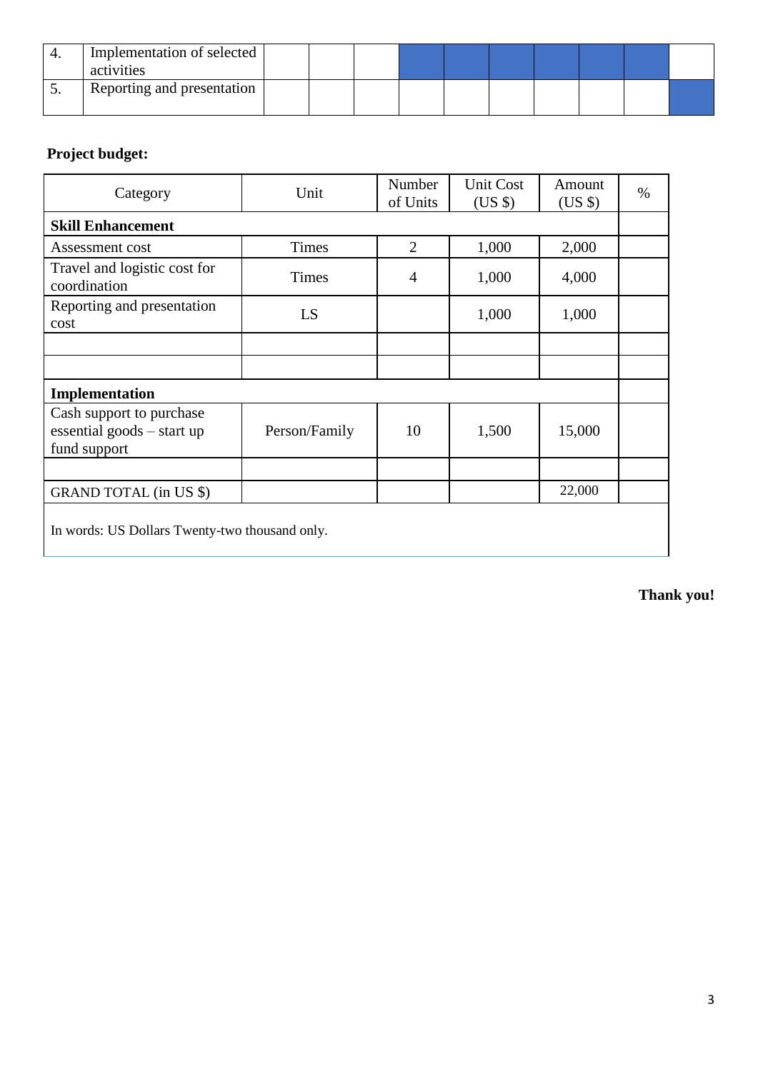| | | | | | | | | | | | |
|---|---|---|---|---|---|---|---|---|---|---|---|
| 4. | Implementation of selected activities | | | | | | | | | | |
| 5. | Reporting and presentation | | | | | | | | | | |

**Project budget:**

| Category | Unit | Number of Units | Unit Cost (US $) | Amount (US $) | % |
|---|---|---|---|---|---|
| **Skill Enhancement** | | | | | |
| Assessment cost | Times | 2 | 1,000 | 2,000 | |
| Travel and logistic cost for coordination | Times | 4 | 1,000 | 4,000 | |
| Reporting and presentation cost | LS | | 1,000 | 1,000 | |
| | | | | | |
| | | | | | |
| **Implementation** | | | | | |
| Cash support to purchase essential goods – start up fund support | Person/Family | 10 | 1,500 | 15,000 | |
| | | | | | |
| GRAND TOTAL (in US $) | | | | 22,000 | |
| In words: US Dollars Twenty-two thousand only. | | | | | |

**Thank you!**